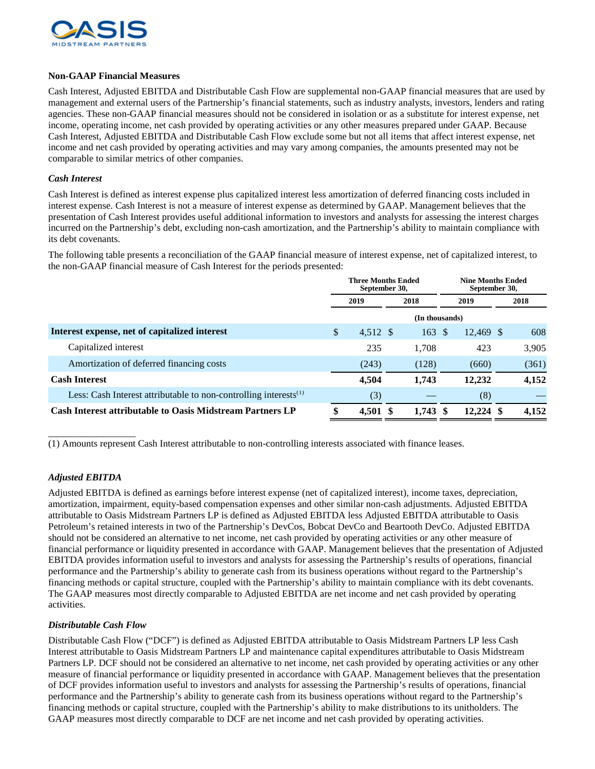## Non-GAAP Financial Measures

Cash Interest, Adjusted EBITDA and Distributable Cash Flow are supplemental non-GAAP financial measures that are used by management and external users of the Partnership's financial statements, such as industry analysts, investors, lenders and rating agencies. These non-GAAP financial measures should not be considered in isolation or as a substitute for interest expense, net income, operating income, net cash provided by operating activities or any other measures prepared under GAAP. Because Cash Interest, Adjusted EBITDA and Distributable Cash Flow exclude some but not all items that affect interest expense, net income and net cash provided by operating activities and may vary among companies, the amounts presented may not be comparable to similar metrics of other companies.

### *Cash Interest*

Cash Interest is defined as interest expense plus capitalized interest less amortization of deferred financing costs included in interest expense. Cash Interest is not a measure of interest expense as determined by GAAP. Management believes that the presentation of Cash Interest provides useful additional information to investors and analysts for assessing the interest charges incurred on the Partnership's debt, excluding non-cash amortization, and the Partnership's ability to maintain compliance with its debt covenants.

The following table presents a reconciliation of the GAAP financial measure of interest expense, net of capitalized interest, to the non-GAAP financial measure of Cash Interest for the periods presented:

| | Three Months Ended September 30, | | Nine Months Ended September 30, | |
|---|---|---|---|---|
| | 2019 | 2018 | 2019 | 2018 |
| | (In thousands) | | | |
| **Interest expense, net of capitalized interest** | $ 4,512 | $ 163 | $ 12,469 | $ 608 |
| Capitalized interest | 235 | 1,708 | 423 | 3,905 |
| Amortization of deferred financing costs | (243) | (128) | (660) | (361) |
| **Cash Interest** | **4,504** | **1,743** | **12,232** | **4,152** |
| Less: Cash Interest attributable to non-controlling interests[1] | (3) | — | (8) | — |
| **Cash Interest attributable to Oasis Midstream Partners LP** | **$ 4,501** | **$ 1,743** | **$ 12,224** | **$ 4,152** |

(1) Amounts represent Cash Interest attributable to non-controlling interests associated with finance leases.

### *Adjusted EBITDA*

Adjusted EBITDA is defined as earnings before interest expense (net of capitalized interest), income taxes, depreciation, amortization, impairment, equity-based compensation expenses and other similar non-cash adjustments. Adjusted EBITDA attributable to Oasis Midstream Partners LP is defined as Adjusted EBITDA less Adjusted EBITDA attributable to Oasis Petroleum's retained interests in two of the Partnership's DevCos, Bobcat DevCo and Beartooth DevCo. Adjusted EBITDA should not be considered an alternative to net income, net cash provided by operating activities or any other measure of financial performance or liquidity presented in accordance with GAAP. Management believes that the presentation of Adjusted EBITDA provides information useful to investors and analysts for assessing the Partnership's results of operations, financial performance and the Partnership's ability to generate cash from its business operations without regard to the Partnership's financing methods or capital structure, coupled with the Partnership's ability to maintain compliance with its debt covenants. The GAAP measures most directly comparable to Adjusted EBITDA are net income and net cash provided by operating activities.

### *Distributable Cash Flow*

Distributable Cash Flow ("DCF") is defined as Adjusted EBITDA attributable to Oasis Midstream Partners LP less Cash Interest attributable to Oasis Midstream Partners LP and maintenance capital expenditures attributable to Oasis Midstream Partners LP. DCF should not be considered an alternative to net income, net cash provided by operating activities or any other measure of financial performance or liquidity presented in accordance with GAAP. Management believes that the presentation of DCF provides information useful to investors and analysts for assessing the Partnership's results of operations, financial performance and the Partnership's ability to generate cash from its business operations without regard to the Partnership's financing methods or capital structure, coupled with the Partnership's ability to make distributions to its unitholders. The GAAP measures most directly comparable to DCF are net income and net cash provided by operating activities.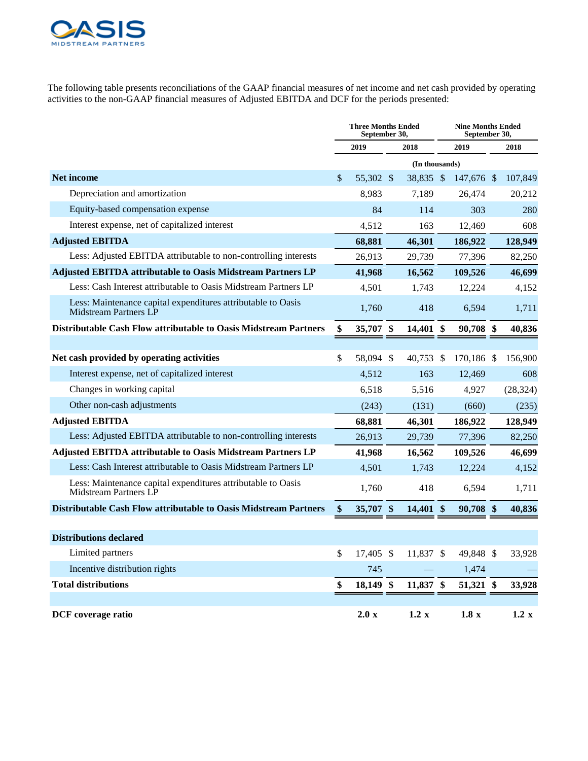The following table presents reconciliations of the GAAP financial measures of net income and net cash provided by operating activities to the non-GAAP financial measures of Adjusted EBITDA and DCF for the periods presented:

| | Three Months Ended September 30, | | Nine Months Ended September 30, | |
|---|---|---|---|---|
| | 2019 | 2018 | 2019 | 2018 |
| | (In thousands) | | | |
| **Net income** | $ 55,302 | $ 38,835 | $ 147,676 | $ 107,849 |
| Depreciation and amortization | 8,983 | 7,189 | 26,474 | 20,212 |
| Equity-based compensation expense | 84 | 114 | 303 | 280 |
| Interest expense, net of capitalized interest | 4,512 | 163 | 12,469 | 608 |
| **Adjusted EBITDA** | **68,881** | **46,301** | **186,922** | **128,949** |
| Less: Adjusted EBITDA attributable to non-controlling interests | 26,913 | 29,739 | 77,396 | 82,250 |
| **Adjusted EBITDA attributable to Oasis Midstream Partners LP** | **41,968** | **16,562** | **109,526** | **46,699** |
| Less: Cash Interest attributable to Oasis Midstream Partners LP | 4,501 | 1,743 | 12,224 | 4,152 |
| Less: Maintenance capital expenditures attributable to Oasis Midstream Partners LP | 1,760 | 418 | 6,594 | 1,711 |
| **Distributable Cash Flow attributable to Oasis Midstream Partners** | **$ 35,707** | **$ 14,401** | **$ 90,708** | **$ 40,836** |
| | | | | |
| **Net cash provided by operating activities** | $ 58,094 | $ 40,753 | $ 170,186 | $ 156,900 |
| Interest expense, net of capitalized interest | 4,512 | 163 | 12,469 | 608 |
| Changes in working capital | 6,518 | 5,516 | 4,927 | (28,324) |
| Other non-cash adjustments | (243) | (131) | (660) | (235) |
| **Adjusted EBITDA** | **68,881** | **46,301** | **186,922** | **128,949** |
| Less: Adjusted EBITDA attributable to non-controlling interests | 26,913 | 29,739 | 77,396 | 82,250 |
| **Adjusted EBITDA attributable to Oasis Midstream Partners LP** | **41,968** | **16,562** | **109,526** | **46,699** |
| Less: Cash Interest attributable to Oasis Midstream Partners LP | 4,501 | 1,743 | 12,224 | 4,152 |
| Less: Maintenance capital expenditures attributable to Oasis Midstream Partners LP | 1,760 | 418 | 6,594 | 1,711 |
| **Distributable Cash Flow attributable to Oasis Midstream Partners** | **$ 35,707** | **$ 14,401** | **$ 90,708** | **$ 40,836** |
| | | | | |
| **Distributions declared** | | | | |
| Limited partners | $ 17,405 | $ 11,837 | $ 49,848 | $ 33,928 |
| Incentive distribution rights | 745 | — | 1,474 | — |
| **Total distributions** | **$ 18,149** | **$ 11,837** | **$ 51,321** | **$ 33,928** |
| | | | | |
| **DCF coverage ratio** | **2.0 x** | **1.2 x** | **1.8 x** | **1.2 x** |